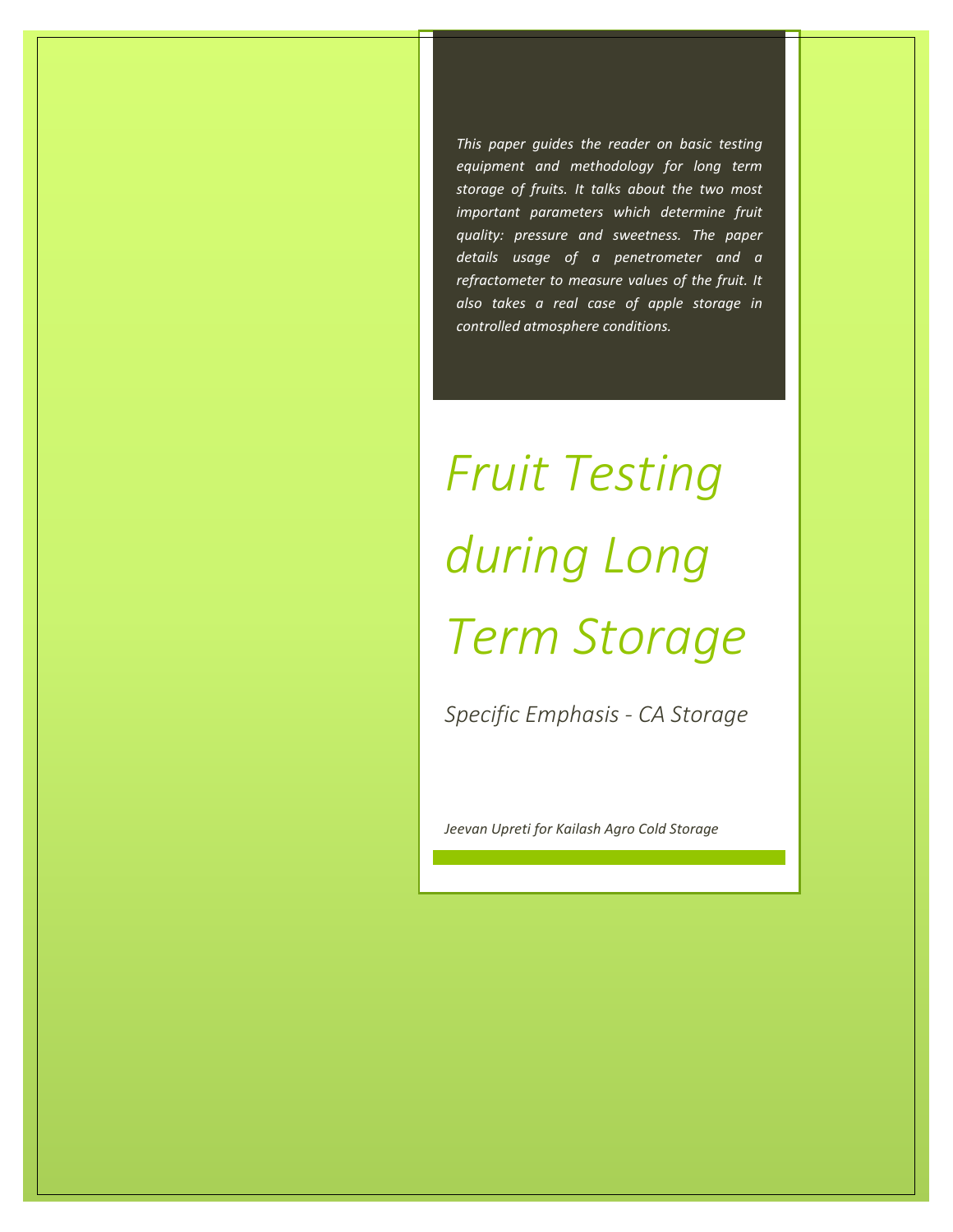*This paper guides the reader on basic testing equipment and methodology for long term storage of fruits. It talks about the two most important parameters which determine fruit quality: pressure and sweetness. The paper details usage of a penetrometer and a refractometer to measure values of the fruit. It also takes a real case of apple storage in controlled atmosphere conditions.*

# *Fruit Testing during Long Term Storage*

## *Specific Emphasis - CA Storage*

*Jeevan Upreti for Kailash Agro Cold Storage*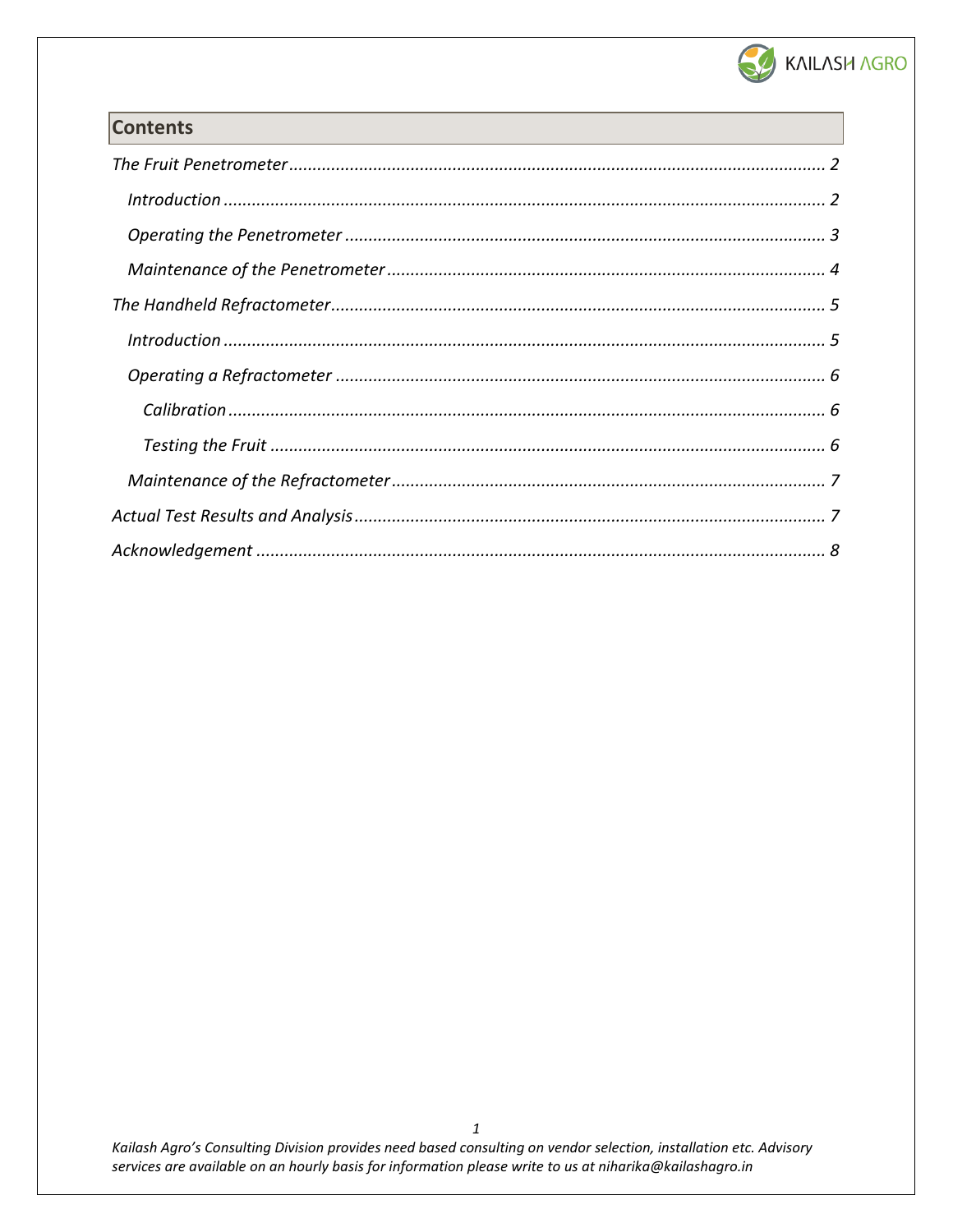## Contents

*The Fruit Penetrometer* ........................................ 2

- *Introduction* ........................................ 2
- *Operating the Penetrometer* ........................................ 3
- *Maintenance of the Penetrometer* ........................................ 4

*The Handheld Refractometer* ........................................ 5

- *Introduction* ........................................ 5
- *Operating a Refractometer* ........................................ 6
  - *Calibration* ........................................ 6
  - *Testing the Fruit* ........................................ 6
- *Maintenance of the Refractometer* ........................................ 7

*Actual Test Results and Analysis* ........................................ 7

*Acknowledgement* ........................................ 8

*Kailash Agro's Consulting Division provides need based consulting on vendor selection, installation etc. Advisory services are available on an hourly basis for information please write to us at niharika@kailashagro.in*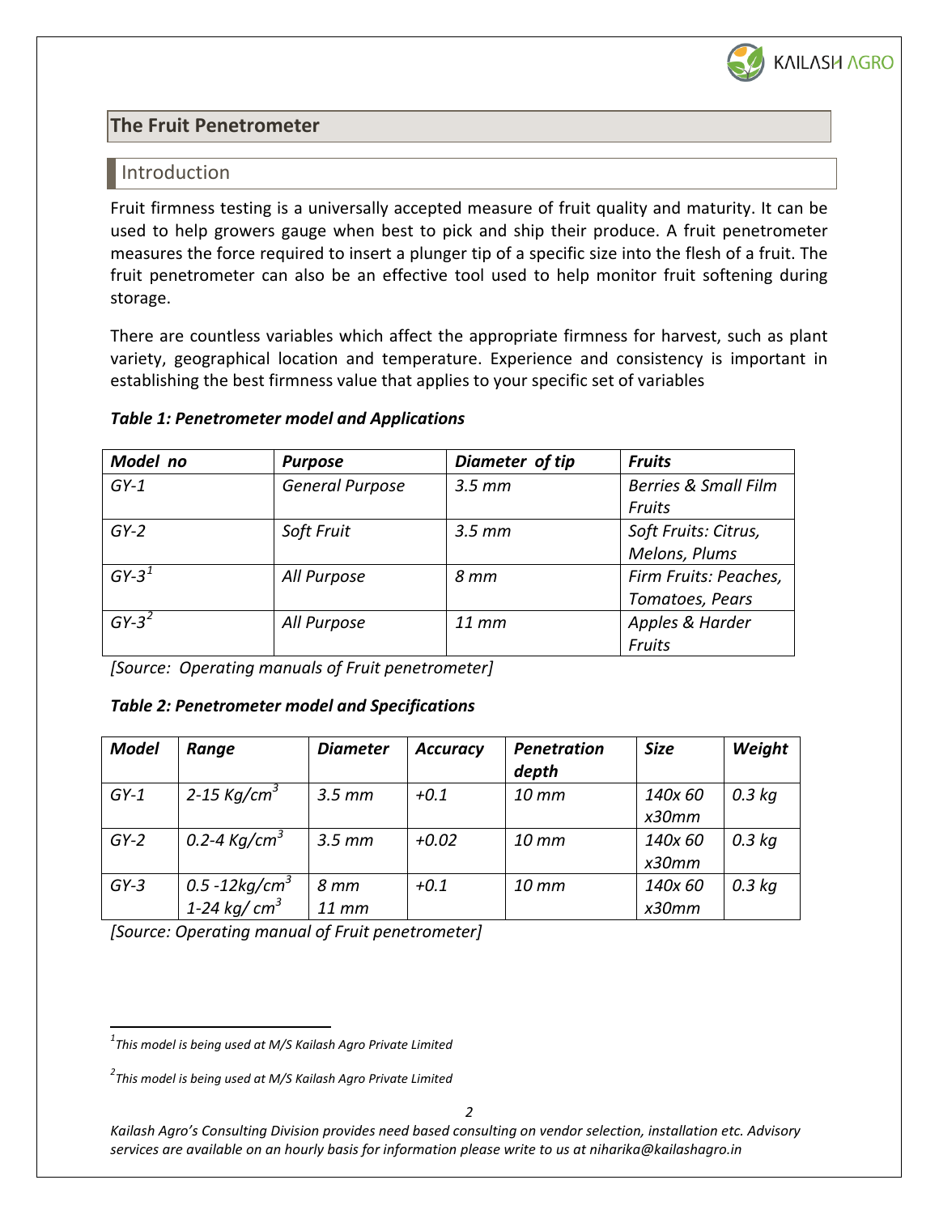# The Fruit Penetrometer

## Introduction

Fruit firmness testing is a universally accepted measure of fruit quality and maturity. It can be used to help growers gauge when best to pick and ship their produce. A fruit penetrometer measures the force required to insert a plunger tip of a specific size into the flesh of a fruit. The fruit penetrometer can also be an effective tool used to help monitor fruit softening during storage.

There are countless variables which affect the appropriate firmness for harvest, such as plant variety, geographical location and temperature. Experience and consistency is important in establishing the best firmness value that applies to your specific set of variables

***Table 1: Penetrometer model and Applications***

| *Model no* | *Purpose* | *Diameter of tip* | *Fruits* |
|---|---|---|---|
| *GY-1* | *General Purpose* | *3.5 mm* | *Berries & Small Film Fruits* |
| *GY-2* | *Soft Fruit* | *3.5 mm* | *Soft Fruits: Citrus, Melons, Plums* |
| *GY-3*[1] | *All Purpose* | *8 mm* | *Firm Fruits: Peaches, Tomatoes, Pears* |
| *GY-3*[2] | *All Purpose* | *11 mm* | *Apples & Harder Fruits* |

*[Source: Operating manuals of Fruit penetrometer]*

***Table 2: Penetrometer model and Specifications***

| *Model* | *Range* | *Diameter* | *Accuracy* | *Penetration depth* | *Size* | *Weight* |
|---|---|---|---|---|---|---|
| *GY-1* | *2-15 Kg/cm$^3$* | *3.5 mm* | *+0.1* | *10 mm* | *140x 60 x30mm* | *0.3 kg* |
| *GY-2* | *0.2-4 Kg/cm$^3$* | *3.5 mm* | *+0.02* | *10 mm* | *140x 60 x30mm* | *0.3 kg* |
| *GY-3* | *0.5 -12kg/cm$^3$* *1-24 kg/ cm$^3$* | *8 mm* *11 mm* | *+0.1* | *10 mm* | *140x 60 x30mm* | *0.3 kg* |

*[Source: Operating manual of Fruit penetrometer]*

---

*[1]This model is being used at M/S Kailash Agro Private Limited*

*[2]This model is being used at M/S Kailash Agro Private Limited*

*Kailash Agro's Consulting Division provides need based consulting on vendor selection, installation etc. Advisory services are available on an hourly basis for information please write to us at niharika@kailashagro.in*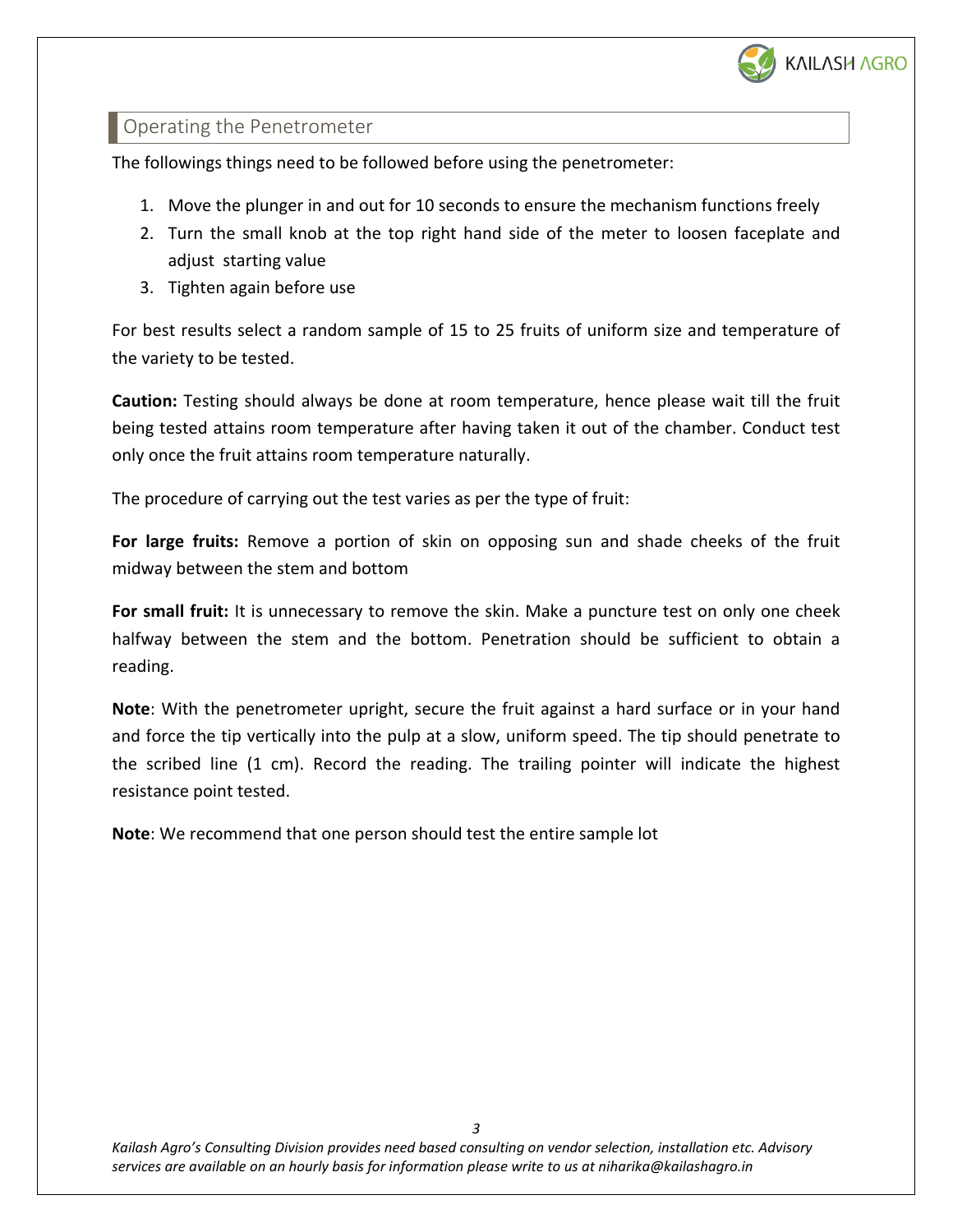## Operating the Penetrometer

The followings things need to be followed before using the penetrometer:

1. Move the plunger in and out for 10 seconds to ensure the mechanism functions freely
2. Turn the small knob at the top right hand side of the meter to loosen faceplate and adjust starting value
3. Tighten again before use

For best results select a random sample of 15 to 25 fruits of uniform size and temperature of the variety to be tested.

**Caution:** Testing should always be done at room temperature, hence please wait till the fruit being tested attains room temperature after having taken it out of the chamber. Conduct test only once the fruit attains room temperature naturally.

The procedure of carrying out the test varies as per the type of fruit:

**For large fruits:** Remove a portion of skin on opposing sun and shade cheeks of the fruit midway between the stem and bottom

**For small fruit:** It is unnecessary to remove the skin. Make a puncture test on only one cheek halfway between the stem and the bottom. Penetration should be sufficient to obtain a reading.

**Note**: With the penetrometer upright, secure the fruit against a hard surface or in your hand and force the tip vertically into the pulp at a slow, uniform speed. The tip should penetrate to the scribed line (1 cm). Record the reading. The trailing pointer will indicate the highest resistance point tested.

**Note**: We recommend that one person should test the entire sample lot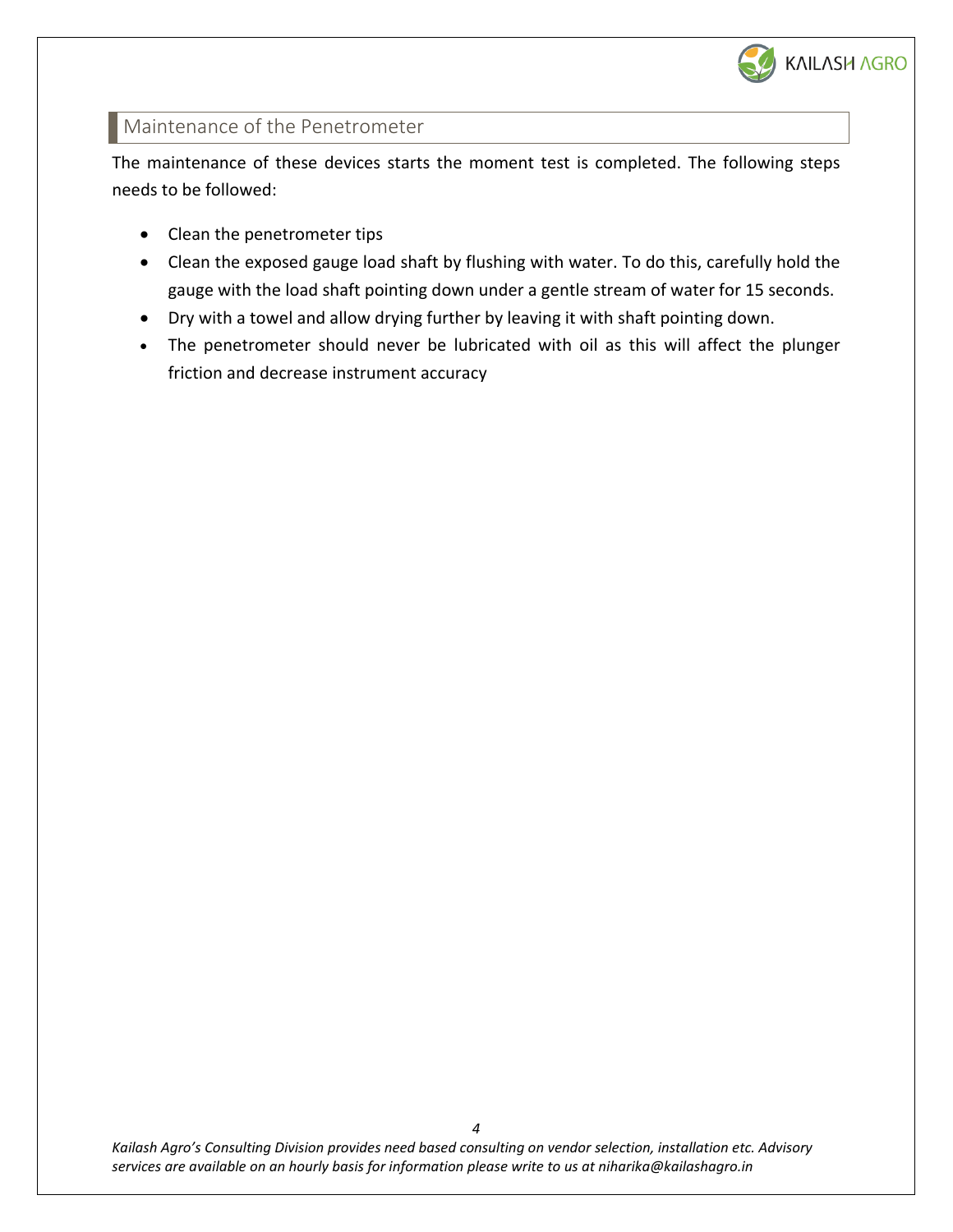## Maintenance of the Penetrometer

The maintenance of these devices starts the moment test is completed. The following steps needs to be followed:

- Clean the penetrometer tips
- Clean the exposed gauge load shaft by flushing with water. To do this, carefully hold the gauge with the load shaft pointing down under a gentle stream of water for 15 seconds.
- Dry with a towel and allow drying further by leaving it with shaft pointing down.
- The penetrometer should never be lubricated with oil as this will affect the plunger friction and decrease instrument accuracy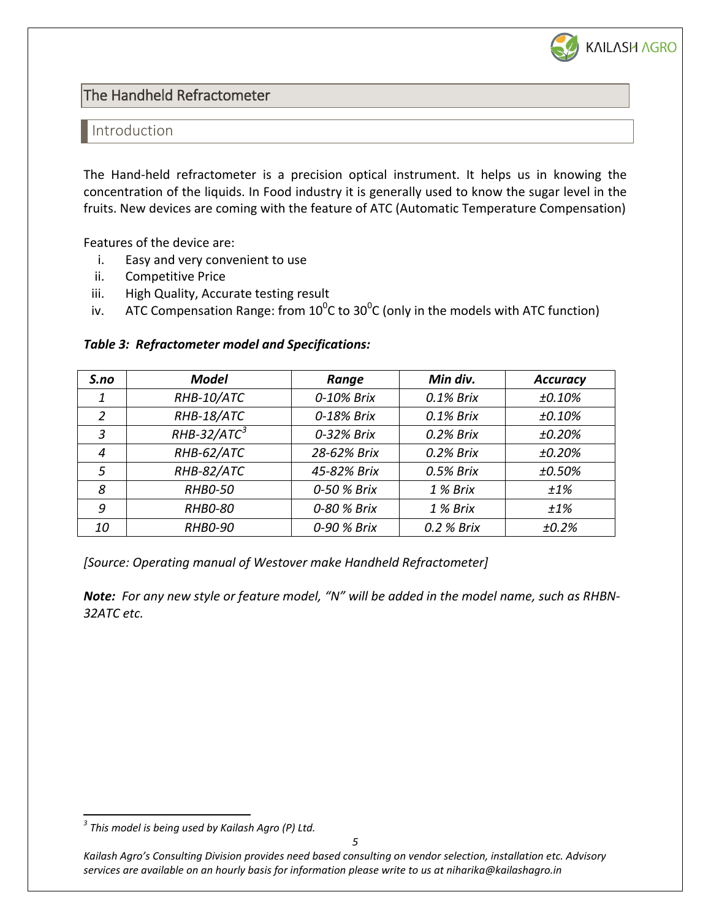## The Handheld Refractometer

### Introduction

The Hand-held refractometer is a precision optical instrument. It helps us in knowing the concentration of the liquids. In Food industry it is generally used to know the sugar level in the fruits. New devices are coming with the feature of ATC (Automatic Temperature Compensation)

Features of the device are:

i. Easy and very convenient to use
ii. Competitive Price
iii. High Quality, Accurate testing result
iv. ATC Compensation Range: from $10^0$C to $30^0$C (only in the models with ATC function)

***Table 3: Refractometer model and Specifications:***

| *S.no* | *Model* | *Range* | *Min div.* | *Accuracy* |
|---|---|---|---|---|
| *1* | *RHB-10/ATC* | *0-10% Brix* | *0.1% Brix* | *±0.10%* |
| *2* | *RHB-18/ATC* | *0-18% Brix* | *0.1% Brix* | *±0.10%* |
| *3* | *RHB-32/ATC*[3] | *0-32% Brix* | *0.2% Brix* | *±0.20%* |
| *4* | *RHB-62/ATC* | *28-62% Brix* | *0.2% Brix* | *±0.20%* |
| *5* | *RHB-82/ATC* | *45-82% Brix* | *0.5% Brix* | *±0.50%* |
| *8* | *RHB0-50* | *0-50 % Brix* | *1 % Brix* | *±1%* |
| *9* | *RHB0-80* | *0-80 % Brix* | *1 % Brix* | *±1%* |
| *10* | *RHB0-90* | *0-90 % Brix* | *0.2 % Brix* | *±0.2%* |

*[Source: Operating manual of Westover make Handheld Refractometer]*

***Note:*** *For any new style or feature model, "N" will be added in the model name, such as RHBN-32ATC etc.*

*[3] This model is being used by Kailash Agro (P) Ltd.*

*Kailash Agro's Consulting Division provides need based consulting on vendor selection, installation etc. Advisory services are available on an hourly basis for information please write to us at niharika@kailashagro.in*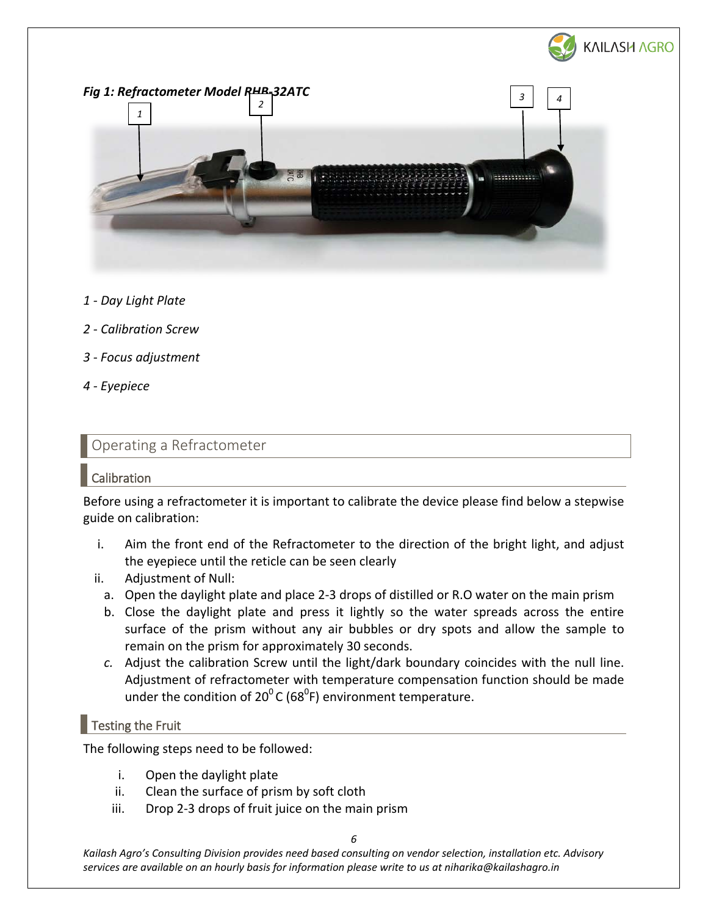*Fig 1: Refractometer Model RHB-32ATC*

*1 - Day Light Plate*

*2 - Calibration Screw*

*3 - Focus adjustment*

*4 - Eyepiece*

## Operating a Refractometer

### Calibration

Before using a refractometer it is important to calibrate the device please find below a stepwise guide on calibration:

i. Aim the front end of the Refractometer to the direction of the bright light, and adjust the eyepiece until the reticle can be seen clearly
ii. Adjustment of Null:
  a. Open the daylight plate and place 2-3 drops of distilled or R.O water on the main prism
  b. Close the daylight plate and press it lightly so the water spreads across the entire surface of the prism without any air bubbles or dry spots and allow the sample to remain on the prism for approximately 30 seconds.
  c. Adjust the calibration Screw until the light/dark boundary coincides with the null line. Adjustment of refractometer with temperature compensation function should be made under the condition of $20^0$C ($68^0$F) environment temperature.

### Testing the Fruit

The following steps need to be followed:

i. Open the daylight plate
ii. Clean the surface of prism by soft cloth
iii. Drop 2-3 drops of fruit juice on the main prism

*Kailash Agro's Consulting Division provides need based consulting on vendor selection, installation etc. Advisory services are available on an hourly basis for information please write to us at niharika@kailashagro.in*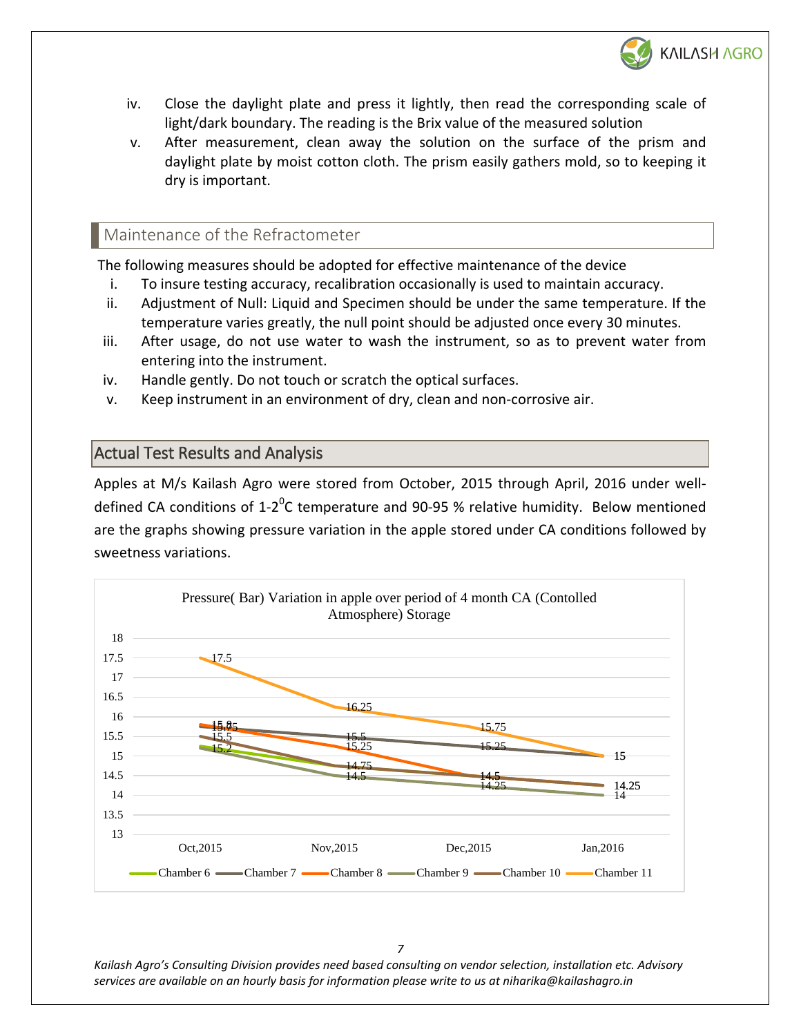iv. Close the daylight plate and press it lightly, then read the corresponding scale of light/dark boundary. The reading is the Brix value of the measured solution

v. After measurement, clean away the solution on the surface of the prism and daylight plate by moist cotton cloth. The prism easily gathers mold, so to keeping it dry is important.

## Maintenance of the Refractometer

The following measures should be adopted for effective maintenance of the device

i. To insure testing accuracy, recalibration occasionally is used to maintain accuracy.
ii. Adjustment of Null: Liquid and Specimen should be under the same temperature. If the temperature varies greatly, the null point should be adjusted once every 30 minutes.
iii. After usage, do not use water to wash the instrument, so as to prevent water from entering into the instrument.
iv. Handle gently. Do not touch or scratch the optical surfaces.
v. Keep instrument in an environment of dry, clean and non-corrosive air.

## Actual Test Results and Analysis

Apples at M/s Kailash Agro were stored from October, 2015 through April, 2016 under well-defined CA conditions of 1-2$^0$C temperature and 90-95 % relative humidity. Below mentioned are the graphs showing pressure variation in the apple stored under CA conditions followed by sweetness variations.

Pressure( Bar) Variation in apple over period of 4 month CA (Contolled Atmosphere) Storage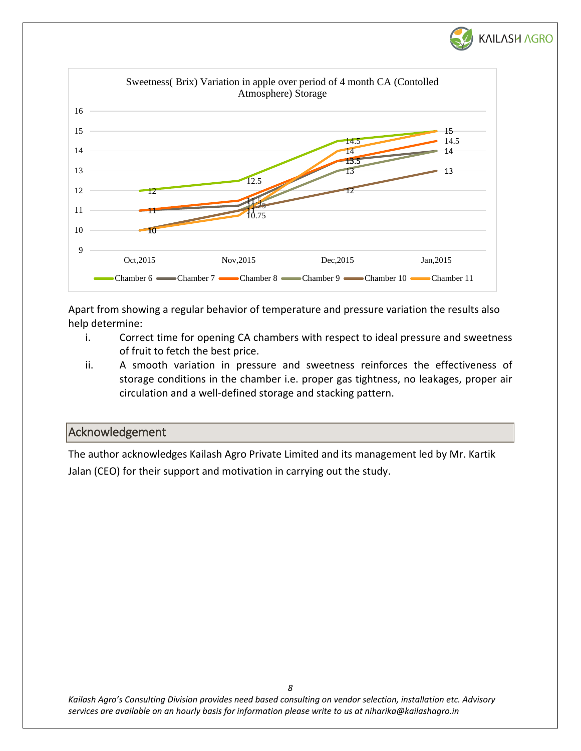Sweetness( Brix) Variation in apple over period of 4 month CA (Contolled Atmosphere) Storage

16
15
14
13
12
11
10
9

Oct,2015
Nov,2015
Dec,2015
Jan,2015

12
11
10
12.5
11.5
11.25
11
10.75
14.5
14
13.5
13
12
15
14.5
14
13

Chamber 6 Chamber 7 Chamber 8 Chamber 9 Chamber 10 Chamber 11

Apart from showing a regular behavior of temperature and pressure variation the results also help determine:

i. Correct time for opening CA chambers with respect to ideal pressure and sweetness of fruit to fetch the best price.
ii. A smooth variation in pressure and sweetness reinforces the effectiveness of storage conditions in the chamber i.e. proper gas tightness, no leakages, proper air circulation and a well-defined storage and stacking pattern.

## Acknowledgement

The author acknowledges Kailash Agro Private Limited and its management led by Mr. Kartik Jalan (CEO) for their support and motivation in carrying out the study.